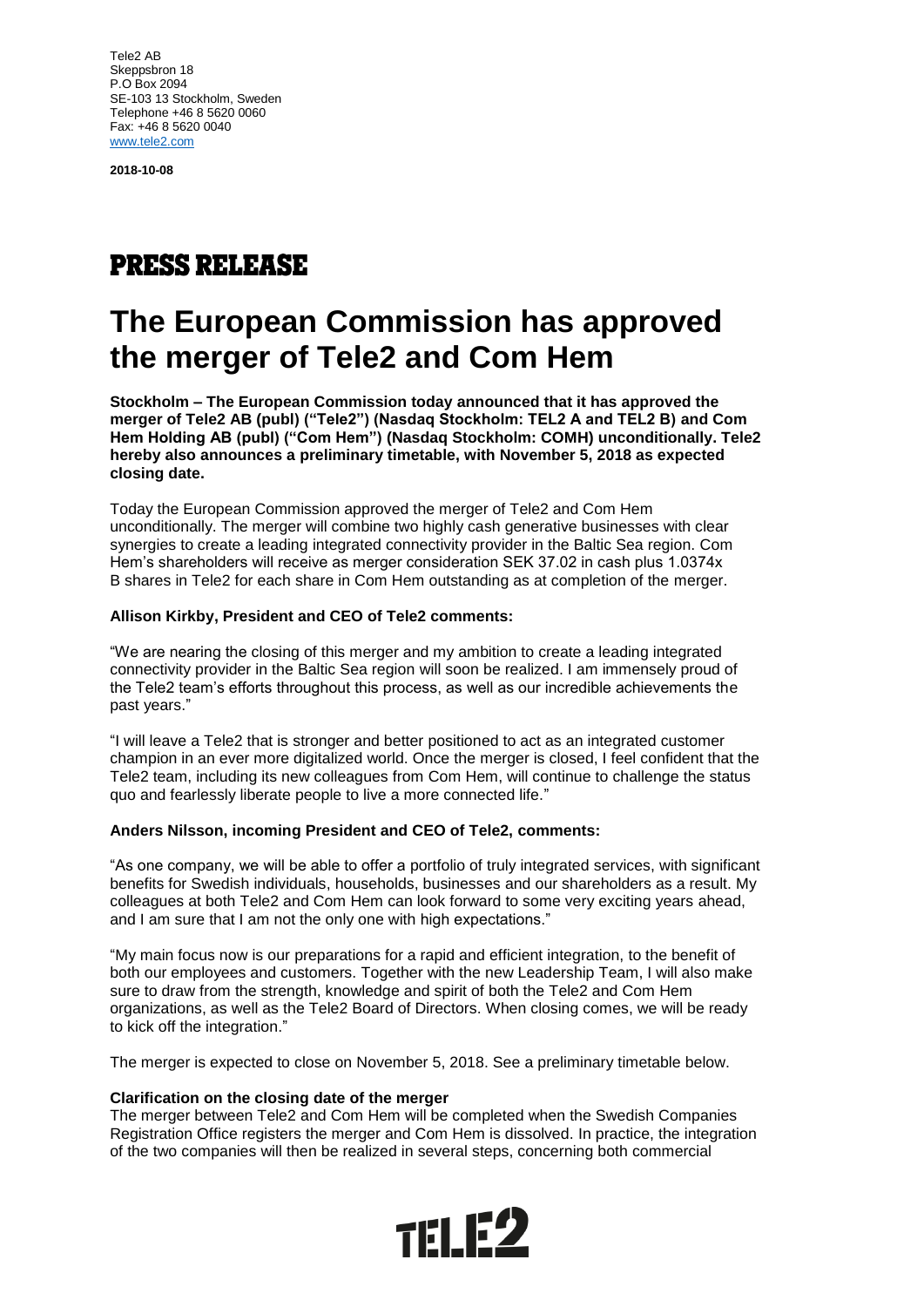Tele2 AB
Skeppsbron 18
P.O Box 2094
SE-103 13 Stockholm, Sweden
Telephone +46 8 5620 0060
Fax: +46 8 5620 0040
www.tele2.com

**2018-10-08**

# PRESS RELEASE

# The European Commission has approved the merger of Tele2 and Com Hem

**Stockholm – The European Commission today announced that it has approved the merger of Tele2 AB (publ) ("Tele2") (Nasdaq Stockholm: TEL2 A and TEL2 B) and Com Hem Holding AB (publ) ("Com Hem") (Nasdaq Stockholm: COMH) unconditionally. Tele2 hereby also announces a preliminary timetable, with November 5, 2018 as expected closing date.**

Today the European Commission approved the merger of Tele2 and Com Hem unconditionally. The merger will combine two highly cash generative businesses with clear synergies to create a leading integrated connectivity provider in the Baltic Sea region. Com Hem's shareholders will receive as merger consideration SEK 37.02 in cash plus 1.0374x B shares in Tele2 for each share in Com Hem outstanding as at completion of the merger.

**Allison Kirkby, President and CEO of Tele2 comments:**

"We are nearing the closing of this merger and my ambition to create a leading integrated connectivity provider in the Baltic Sea region will soon be realized. I am immensely proud of the Tele2 team's efforts throughout this process, as well as our incredible achievements the past years."

"I will leave a Tele2 that is stronger and better positioned to act as an integrated customer champion in an ever more digitalized world. Once the merger is closed, I feel confident that the Tele2 team, including its new colleagues from Com Hem, will continue to challenge the status quo and fearlessly liberate people to live a more connected life."

**Anders Nilsson, incoming President and CEO of Tele2, comments:**

"As one company, we will be able to offer a portfolio of truly integrated services, with significant benefits for Swedish individuals, households, businesses and our shareholders as a result. My colleagues at both Tele2 and Com Hem can look forward to some very exciting years ahead, and I am sure that I am not the only one with high expectations."

"My main focus now is our preparations for a rapid and efficient integration, to the benefit of both our employees and customers. Together with the new Leadership Team, I will also make sure to draw from the strength, knowledge and spirit of both the Tele2 and Com Hem organizations, as well as the Tele2 Board of Directors. When closing comes, we will be ready to kick off the integration."

The merger is expected to close on November 5, 2018. See a preliminary timetable below.

**Clarification on the closing date of the merger**

The merger between Tele2 and Com Hem will be completed when the Swedish Companies Registration Office registers the merger and Com Hem is dissolved. In practice, the integration of the two companies will then be realized in several steps, concerning both commercial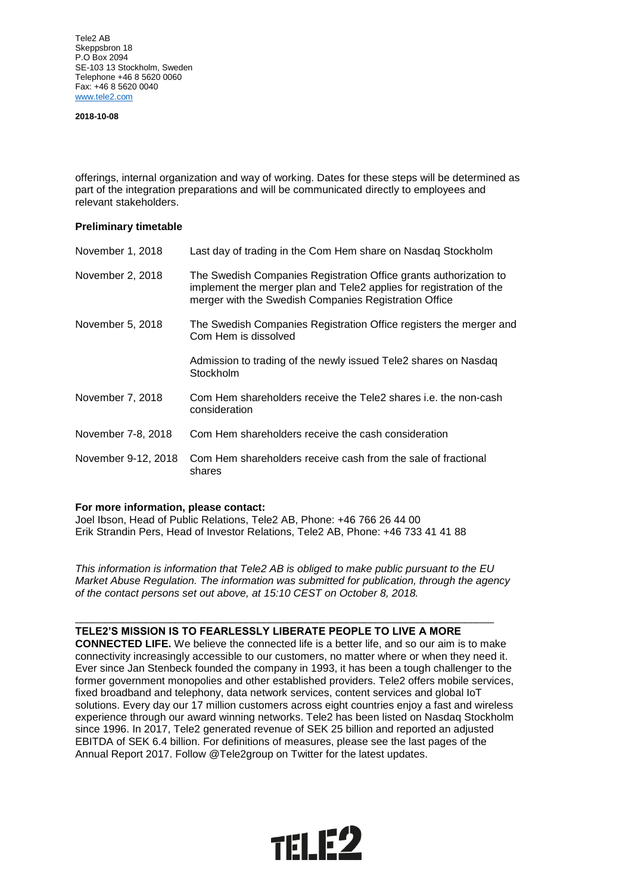offerings, internal organization and way of working. Dates for these steps will be determined as part of the integration preparations and will be communicated directly to employees and relevant stakeholders.

**Preliminary timetable**

| | |
|---|---|
| November 1, 2018 | Last day of trading in the Com Hem share on Nasdaq Stockholm |
| November 2, 2018 | The Swedish Companies Registration Office grants authorization to implement the merger plan and Tele2 applies for registration of the merger with the Swedish Companies Registration Office |
| November 5, 2018 | The Swedish Companies Registration Office registers the merger and Com Hem is dissolved |
| | Admission to trading of the newly issued Tele2 shares on Nasdaq Stockholm |
| November 7, 2018 | Com Hem shareholders receive the Tele2 shares i.e. the non-cash consideration |
| November 7-8, 2018 | Com Hem shareholders receive the cash consideration |
| November 9-12, 2018 | Com Hem shareholders receive cash from the sale of fractional shares |

**For more information, please contact:**
Joel Ibson, Head of Public Relations, Tele2 AB, Phone: +46 766 26 44 00
Erik Strandin Pers, Head of Investor Relations, Tele2 AB, Phone: +46 733 41 41 88

*This information is information that Tele2 AB is obliged to make public pursuant to the EU Market Abuse Regulation. The information was submitted for publication, through the agency of the contact persons set out above, at 15:10 CEST on October 8, 2018.*

---

**TELE2'S MISSION IS TO FEARLESSLY LIBERATE PEOPLE TO LIVE A MORE CONNECTED LIFE.** We believe the connected life is a better life, and so our aim is to make connectivity increasingly accessible to our customers, no matter where or when they need it. Ever since Jan Stenbeck founded the company in 1993, it has been a tough challenger to the former government monopolies and other established providers. Tele2 offers mobile services, fixed broadband and telephony, data network services, content services and global IoT solutions. Every day our 17 million customers across eight countries enjoy a fast and wireless experience through our award winning networks. Tele2 has been listed on Nasdaq Stockholm since 1996. In 2017, Tele2 generated revenue of SEK 25 billion and reported an adjusted EBITDA of SEK 6.4 billion. For definitions of measures, please see the last pages of the Annual Report 2017. Follow @Tele2group on Twitter for the latest updates.